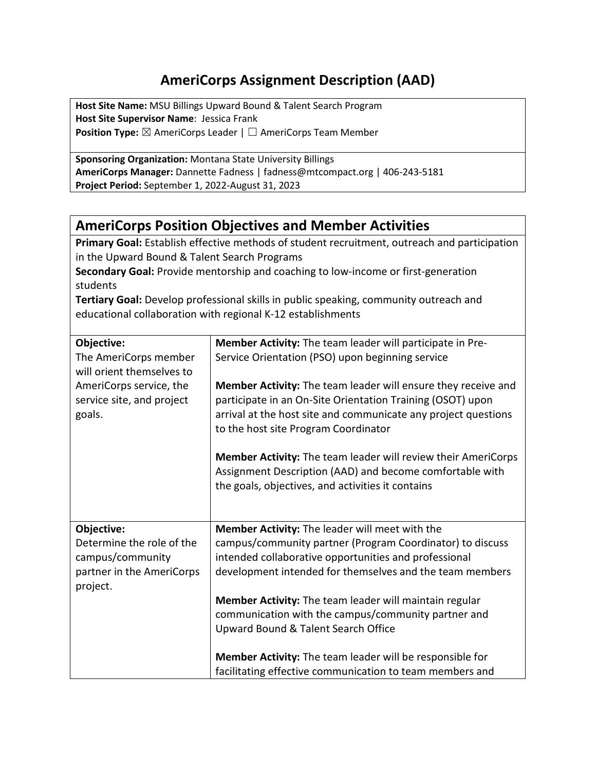# AmeriCorps Assignment Description (AAD)

**Host Site Name:** MSU Billings Upward Bound & Talent Search Program
**Host Site Supervisor Name**: Jessica Frank
**Position Type:** ☒ AmeriCorps Leader | ☐ AmeriCorps Team Member

**Sponsoring Organization:** Montana State University Billings
**AmeriCorps Manager:** Dannette Fadness | fadness@mtcompact.org | 406-243-5181
**Project Period:** September 1, 2022-August 31, 2023

## AmeriCorps Position Objectives and Member Activities

**Primary Goal:** Establish effective methods of student recruitment, outreach and participation in the Upward Bound & Talent Search Programs
**Secondary Goal:** Provide mentorship and coaching to low-income or first-generation students
**Tertiary Goal:** Develop professional skills in public speaking, community outreach and educational collaboration with regional K-12 establishments

| Objective | Member Activities |
| --- | --- |
| **Objective:** The AmeriCorps member will orient themselves to AmeriCorps service, the service site, and project goals. | **Member Activity:** The team leader will participate in Pre-Service Orientation (PSO) upon beginning service<br><br>**Member Activity:** The team leader will ensure they receive and participate in an On-Site Orientation Training (OSOT) upon arrival at the host site and communicate any project questions to the host site Program Coordinator<br><br>**Member Activity:** The team leader will review their AmeriCorps Assignment Description (AAD) and become comfortable with the goals, objectives, and activities it contains |
| **Objective:** Determine the role of the campus/community partner in the AmeriCorps project. | **Member Activity:** The leader will meet with the campus/community partner (Program Coordinator) to discuss intended collaborative opportunities and professional development intended for themselves and the team members<br><br>**Member Activity:** The team leader will maintain regular communication with the campus/community partner and Upward Bound & Talent Search Office<br><br>**Member Activity:** The team leader will be responsible for facilitating effective communication to team members and |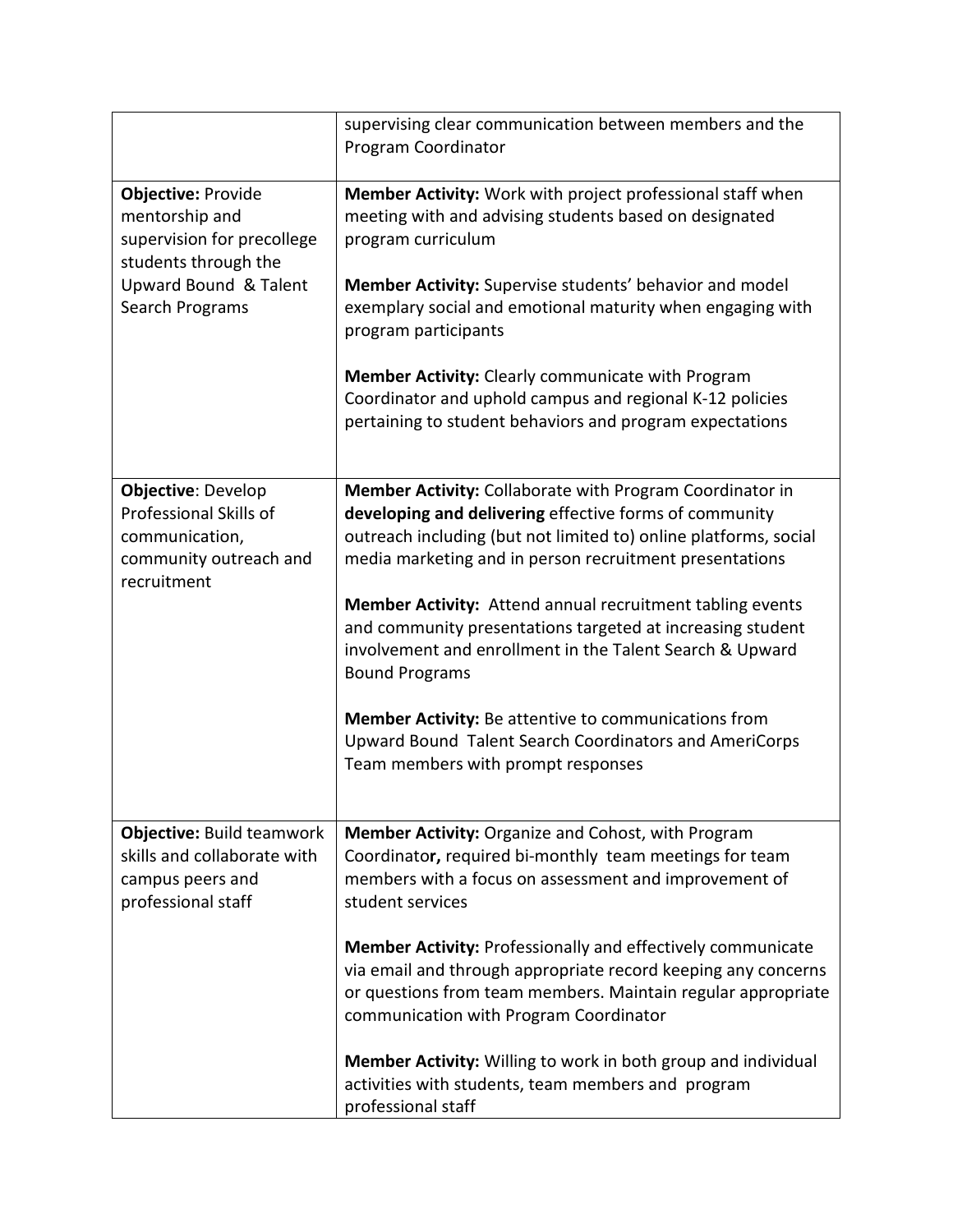| | |
|---|---|
| | supervising clear communication between members and the Program Coordinator |
| **Objective:** Provide mentorship and supervision for precollege students through the Upward Bound & Talent Search Programs | **Member Activity:** Work with project professional staff when meeting with and advising students based on designated program curriculum<br><br>**Member Activity:** Supervise students' behavior and model exemplary social and emotional maturity when engaging with program participants<br><br>**Member Activity:** Clearly communicate with Program Coordinator and uphold campus and regional K-12 policies pertaining to student behaviors and program expectations |
| **Objective**: Develop Professional Skills of communication, community outreach and recruitment | **Member Activity:** Collaborate with Program Coordinator in **developing and delivering** effective forms of community outreach including (but not limited to) online platforms, social media marketing and in person recruitment presentations<br><br>**Member Activity:** Attend annual recruitment tabling events and community presentations targeted at increasing student involvement and enrollment in the Talent Search & Upward Bound Programs<br><br>**Member Activity:** Be attentive to communications from Upward Bound Talent Search Coordinators and AmeriCorps Team members with prompt responses |
| **Objective:** Build teamwork skills and collaborate with campus peers and professional staff | **Member Activity:** Organize and Cohost, with Program Coordinator, required bi-monthly team meetings for team members with a focus on assessment and improvement of student services<br><br>**Member Activity:** Professionally and effectively communicate via email and through appropriate record keeping any concerns or questions from team members. Maintain regular appropriate communication with Program Coordinator<br><br>**Member Activity:** Willing to work in both group and individual activities with students, team members and program professional staff |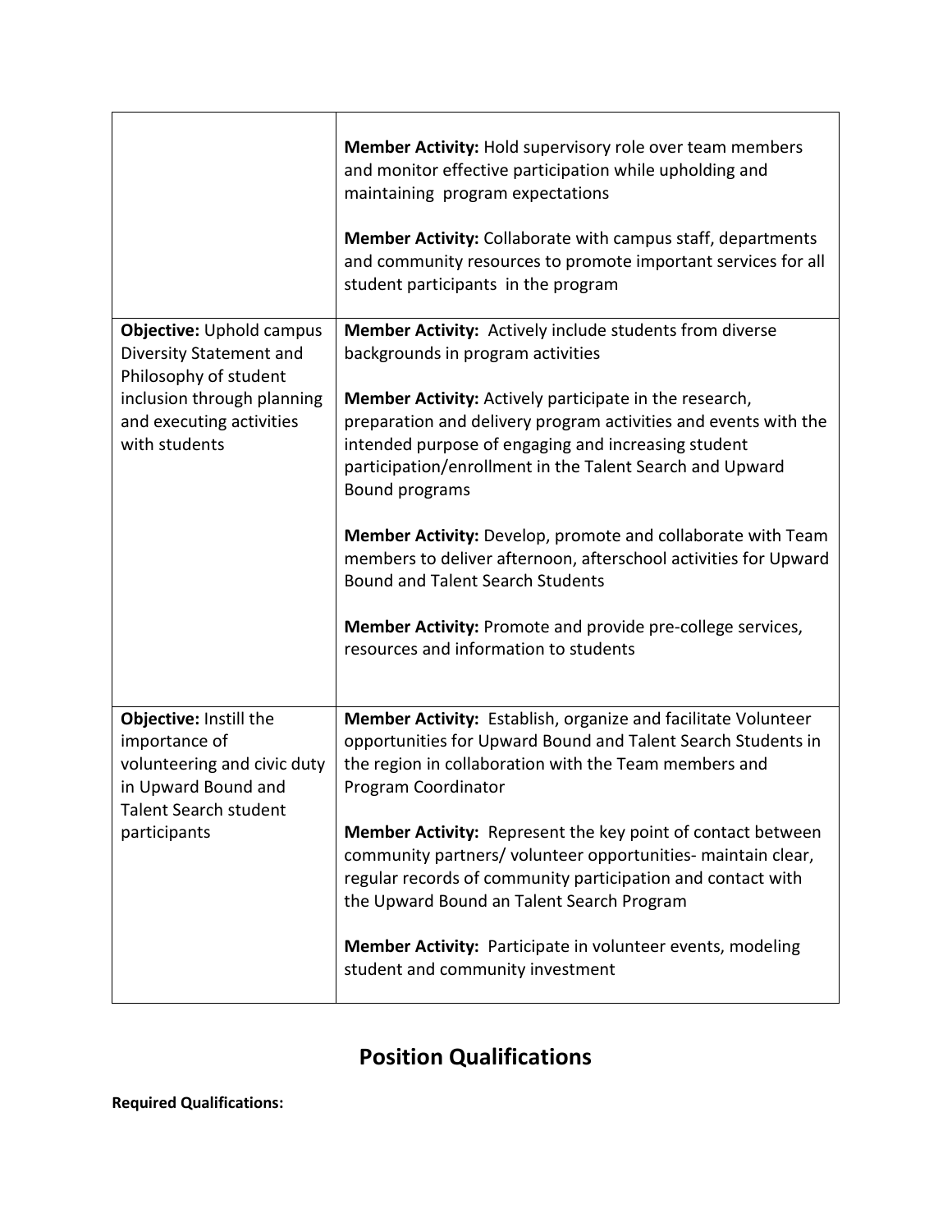| | |
|---|---|
| | **Member Activity:** Hold supervisory role over team members and monitor effective participation while upholding and maintaining program expectations<br><br>**Member Activity:** Collaborate with campus staff, departments and community resources to promote important services for all student participants in the program |
| **Objective:** Uphold campus Diversity Statement and Philosophy of student inclusion through planning and executing activities with students | **Member Activity:** Actively include students from diverse backgrounds in program activities<br><br>**Member Activity:** Actively participate in the research, preparation and delivery program activities and events with the intended purpose of engaging and increasing student participation/enrollment in the Talent Search and Upward Bound programs<br><br>**Member Activity:** Develop, promote and collaborate with Team members to deliver afternoon, afterschool activities for Upward Bound and Talent Search Students<br><br>**Member Activity:** Promote and provide pre-college services, resources and information to students |
| **Objective:** Instill the importance of volunteering and civic duty in Upward Bound and Talent Search student participants | **Member Activity:** Establish, organize and facilitate Volunteer opportunities for Upward Bound and Talent Search Students in the region in collaboration with the Team members and Program Coordinator<br><br>**Member Activity:** Represent the key point of contact between community partners/ volunteer opportunities- maintain clear, regular records of community participation and contact with the Upward Bound an Talent Search Program<br><br>**Member Activity:** Participate in volunteer events, modeling student and community investment |

## Position Qualifications

**Required Qualifications:**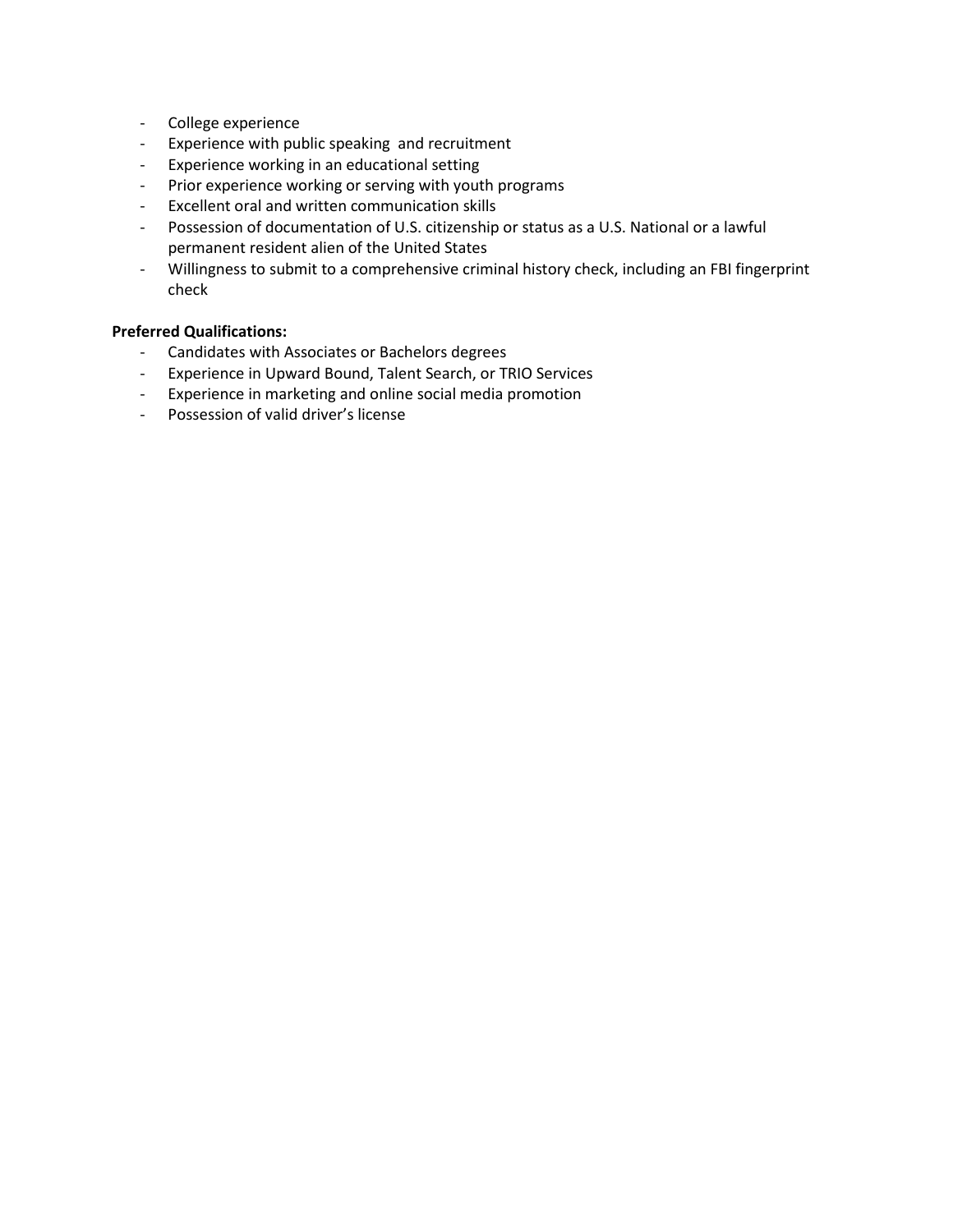- College experience
- Experience with public speaking  and recruitment
- Experience working in an educational setting
- Prior experience working or serving with youth programs
- Excellent oral and written communication skills
- Possession of documentation of U.S. citizenship or status as a U.S. National or a lawful permanent resident alien of the United States
- Willingness to submit to a comprehensive criminal history check, including an FBI fingerprint check

**Preferred Qualifications:**

- Candidates with Associates or Bachelors degrees
- Experience in Upward Bound, Talent Search, or TRIO Services
- Experience in marketing and online social media promotion
- Possession of valid driver's license